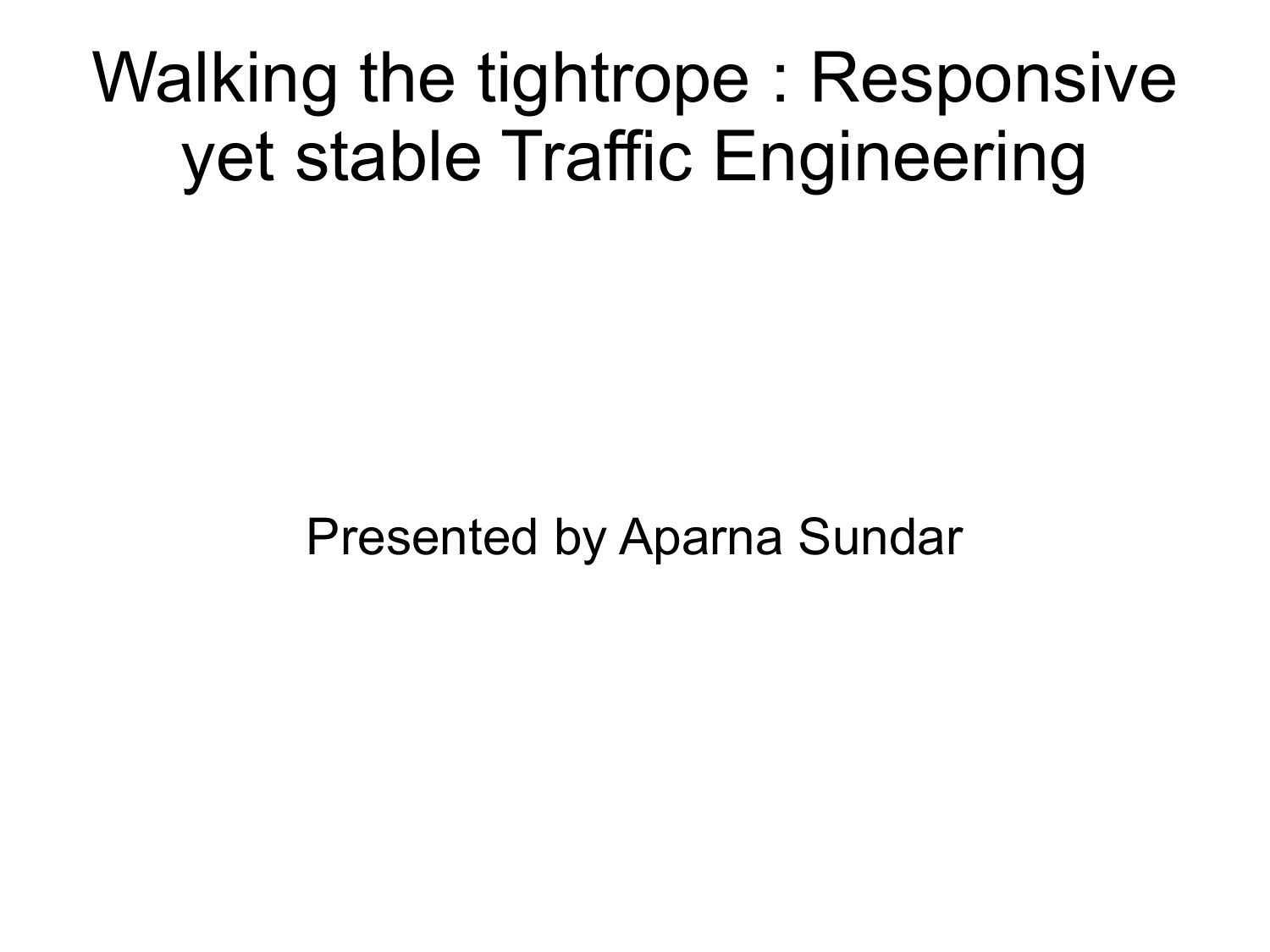# Walking the tightrope : Responsive yet stable Traffic Engineering

Presented by Aparna Sundar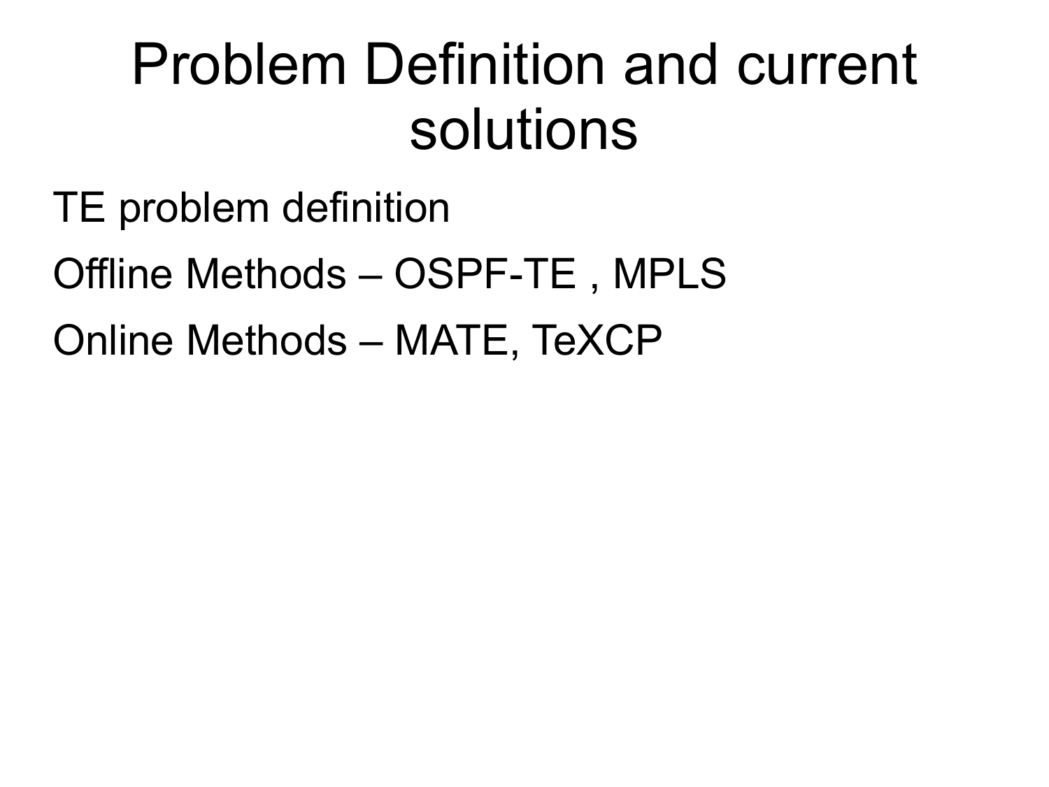# Problem Definition and current solutions

TE problem definition

Offline Methods – OSPF-TE , MPLS

Online Methods – MATE, TeXCP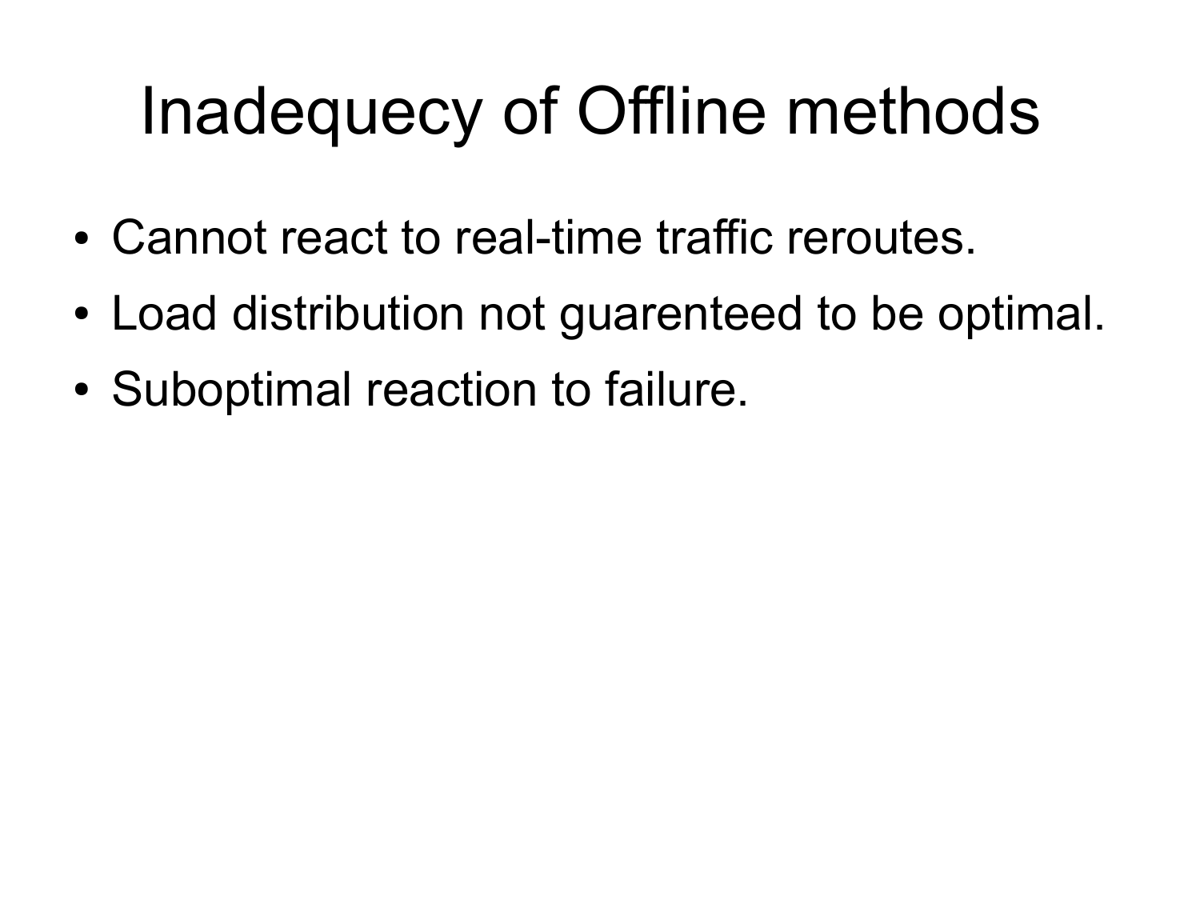# Inadequecy of Offline methods

- Cannot react to real-time traffic reroutes.
- Load distribution not guarenteed to be optimal.
- Suboptimal reaction to failure.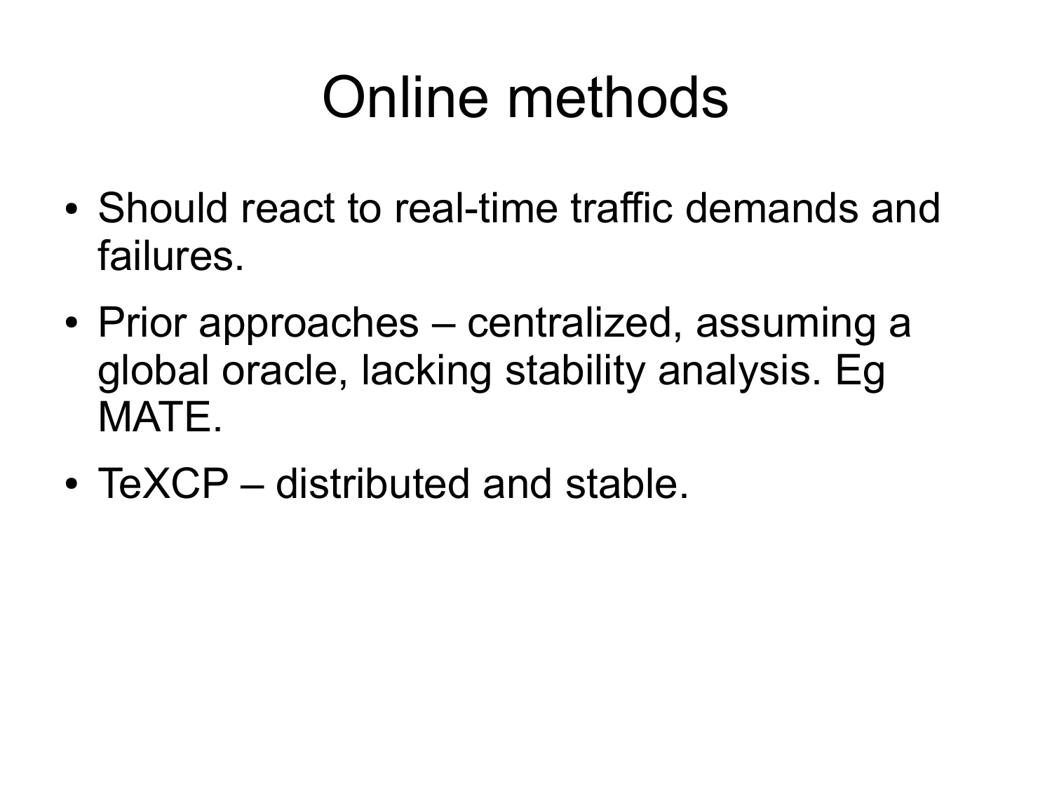# Online methods

- Should react to real-time traffic demands and failures.
- Prior approaches – centralized, assuming a global oracle, lacking stability analysis. Eg MATE.
- TeXCP – distributed and stable.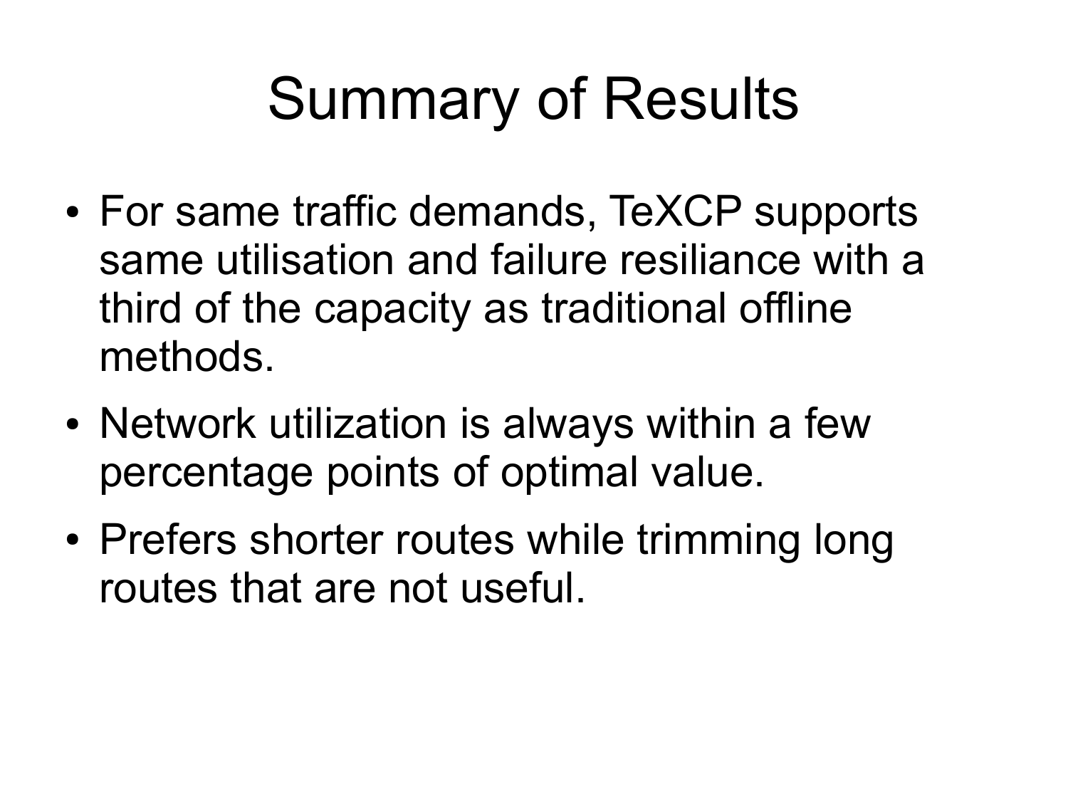# Summary of Results

- For same traffic demands, TeXCP supports same utilisation and failure resiliance with a third of the capacity as traditional offline methods.
- Network utilization is always within a few percentage points of optimal value.
- Prefers shorter routes while trimming long routes that are not useful.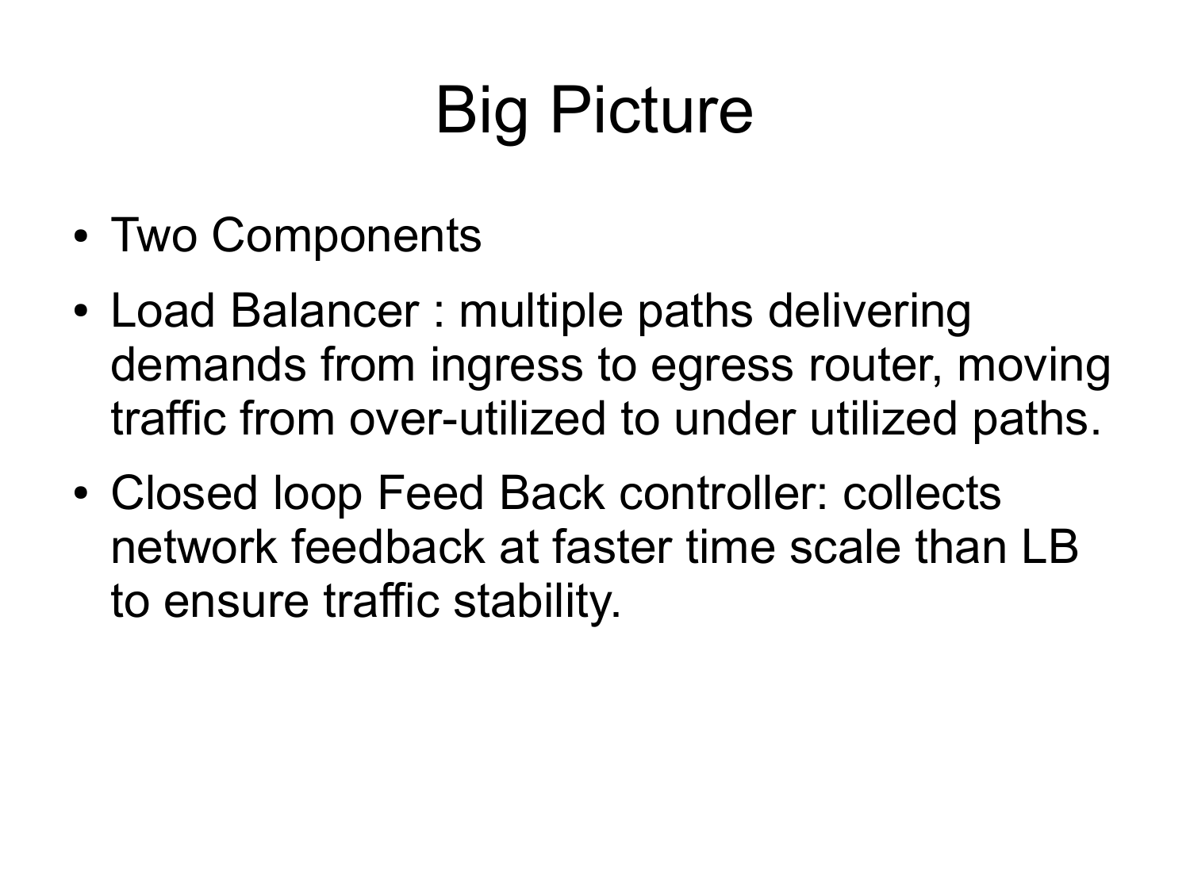# Big Picture

- Two Components
- Load Balancer : multiple paths delivering demands from ingress to egress router, moving traffic from over-utilized to under utilized paths.
- Closed loop Feed Back controller: collects network feedback at faster time scale than LB to ensure traffic stability.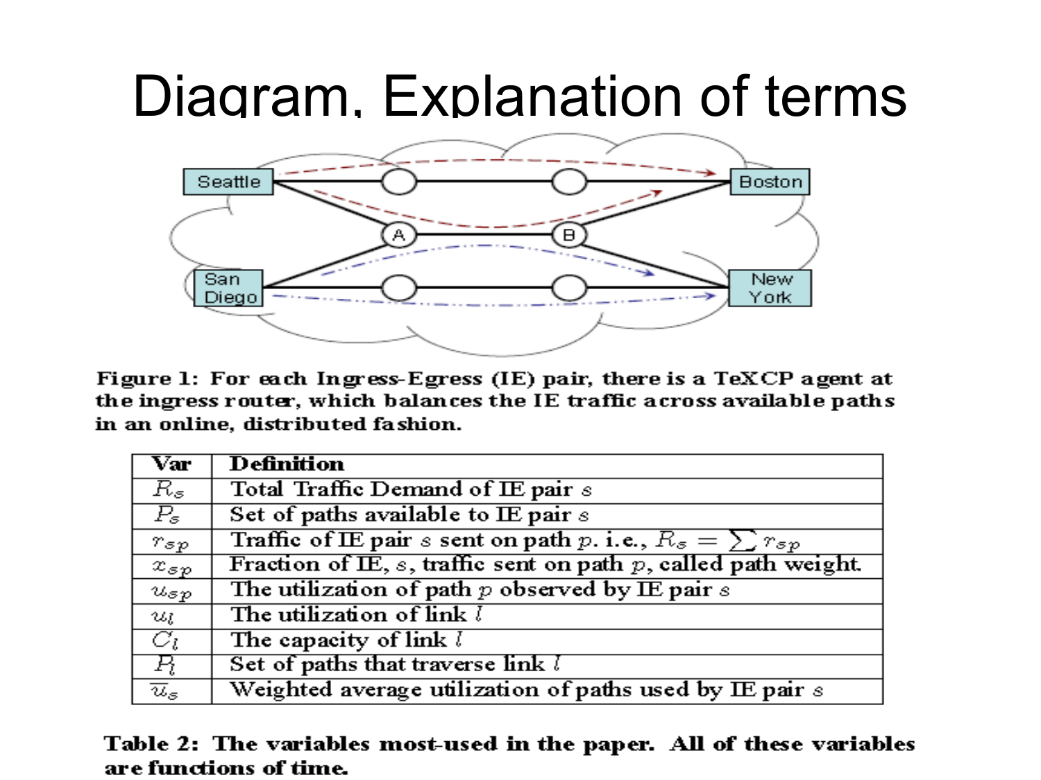# Diagram, Explanation of terms

Figure 1: For each Ingress-Egress (IE) pair, there is a TeXCP agent at the ingress router, which balances the IE traffic across available paths in an online, distributed fashion.

| Var | Definition |
|---|---|
| $R_s$ | Total Traffic Demand of IE pair $s$ |
| $P_s$ | Set of paths available to IE pair $s$ |
| $r_{sp}$ | Traffic of IE pair $s$ sent on path $p$. i.e., $R_s = \sum r_{sp}$ |
| $x_{sp}$ | Fraction of IE, $s$, traffic sent on path $p$, called path weight. |
| $u_{sp}$ | The utilization of path $p$ observed by IE pair $s$ |
| $u_l$ | The utilization of link $l$ |
| $C_l$ | The capacity of link $l$ |
| $P_l$ | Set of paths that traverse link $l$ |
| $\overline{u}_s$ | Weighted average utilization of paths used by IE pair $s$ |

Table 2: The variables most-used in the paper. All of these variables are functions of time.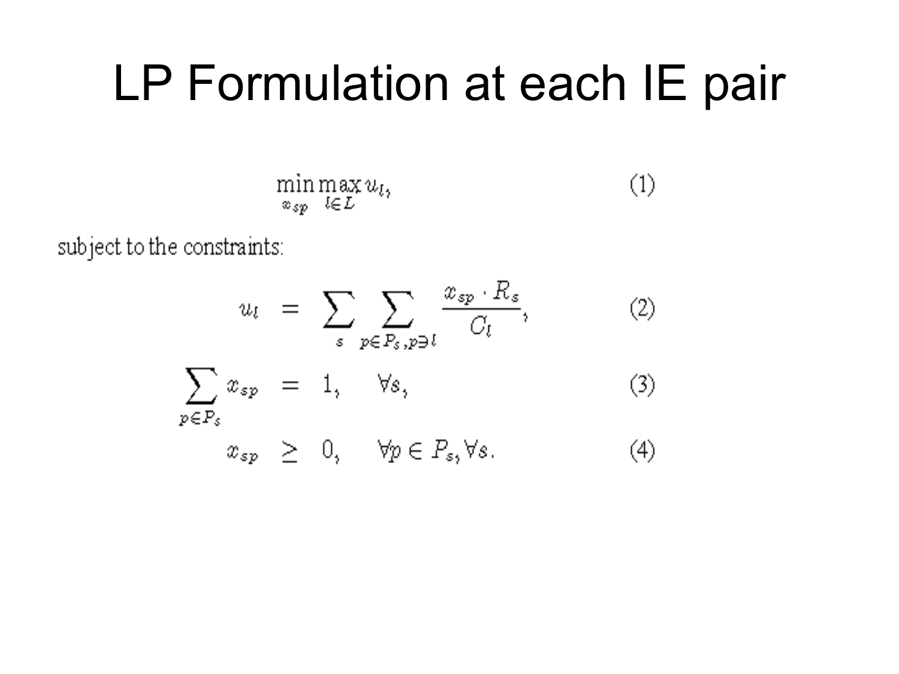# LP Formulation at each IE pair

$$\min_{x_{sp}} \max_{l \in L} u_l, \tag{1}$$

subject to the constraints:

$$u_l = \sum_{s} \sum_{p \in P_s, p \ni l} \frac{x_{sp} \cdot R_s}{C_l}, \tag{2}$$

$$\sum_{p \in P_s} x_{sp} = 1, \quad \forall s, \tag{3}$$

$$x_{sp} \geq 0, \quad \forall p \in P_s, \forall s. \tag{4}$$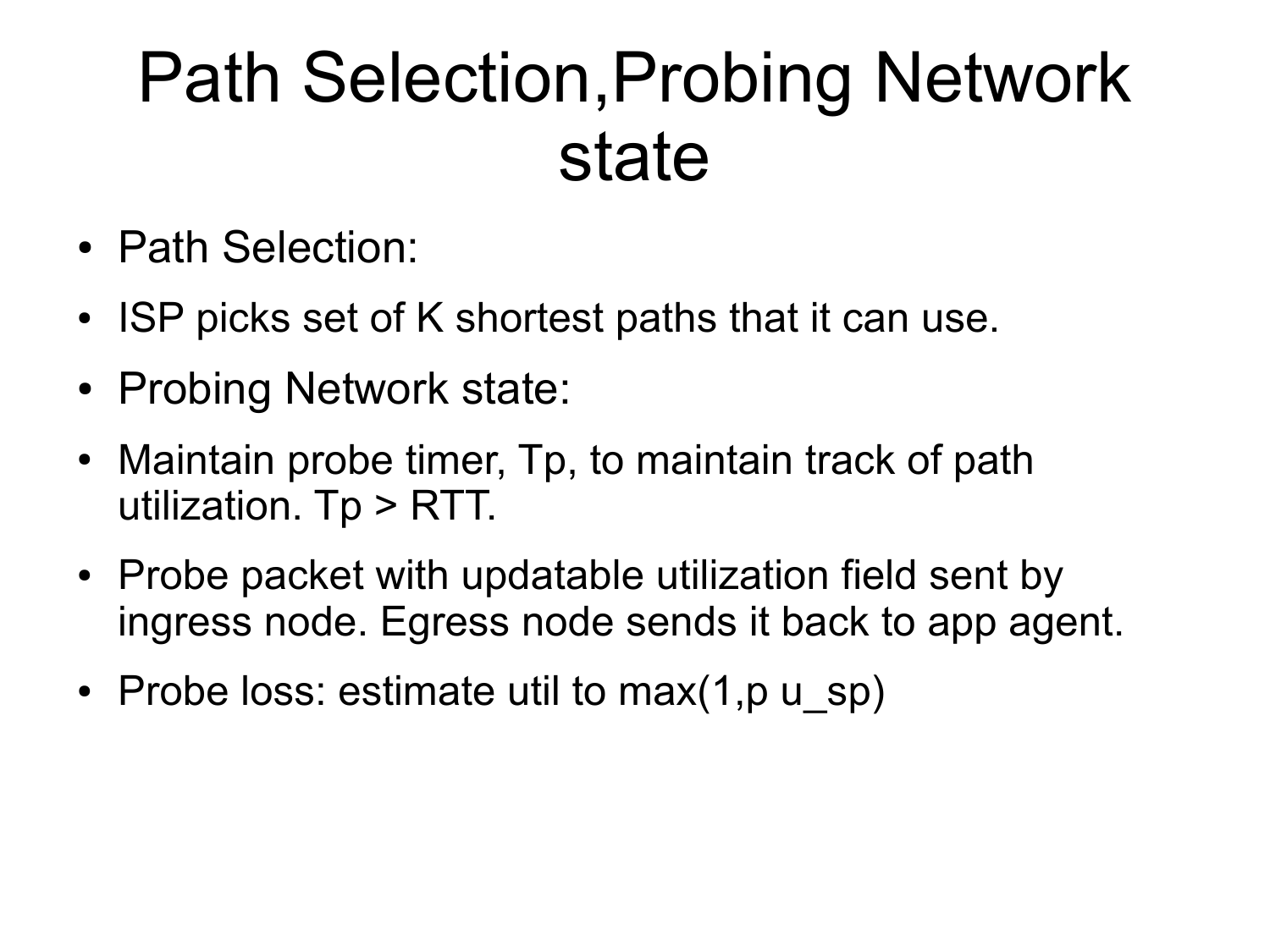# Path Selection,Probing Network state

- Path Selection:
- ISP picks set of K shortest paths that it can use.
- Probing Network state:
- Maintain probe timer, Tp, to maintain track of path utilization. Tp > RTT.
- Probe packet with updatable utilization field sent by ingress node. Egress node sends it back to app agent.
- Probe loss: estimate util to max(1,p u_sp)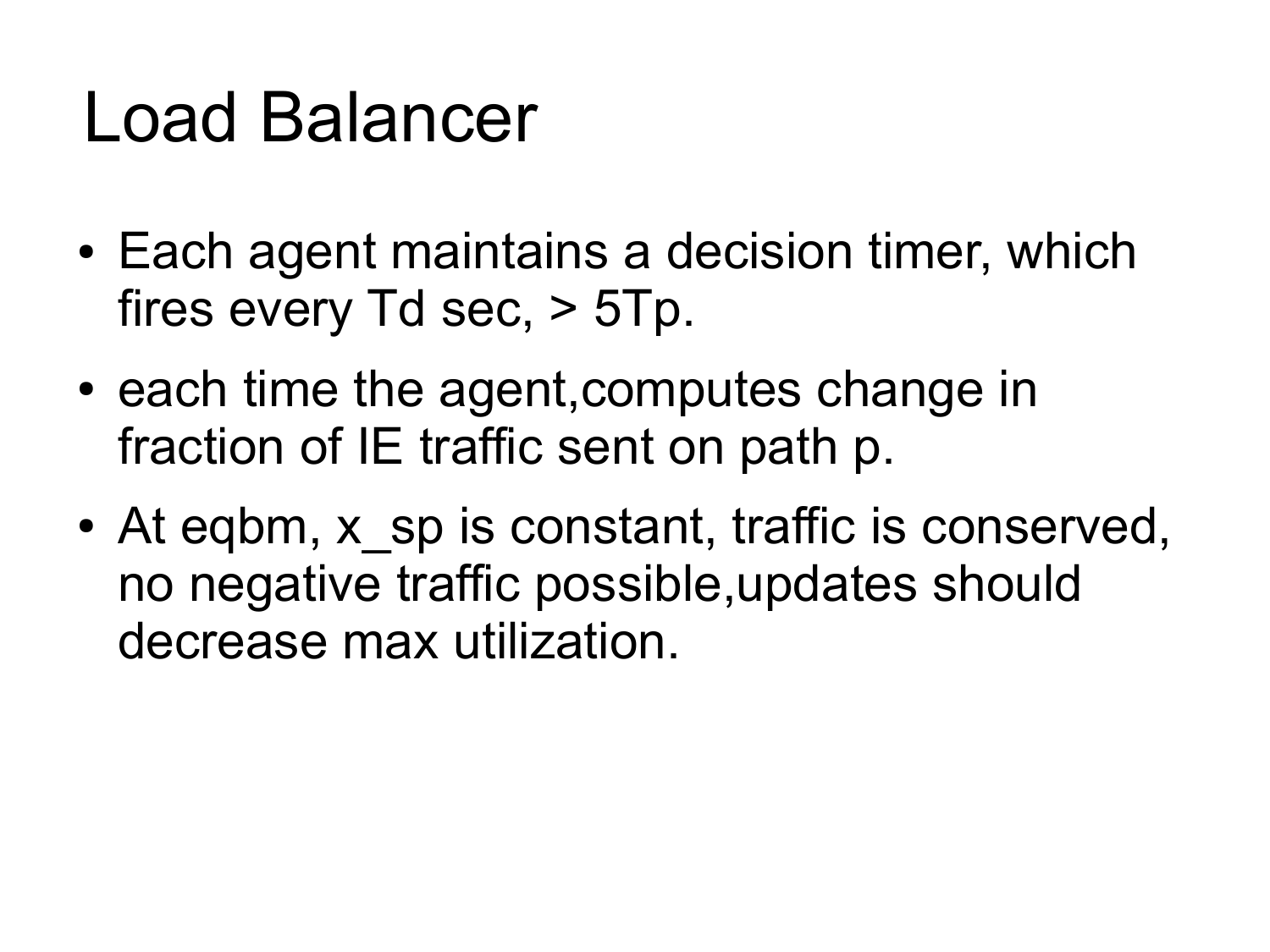# Load Balancer

- Each agent maintains a decision timer, which fires every $T_d$ sec, $> 5T_p$.
- each time the agent,computes change in fraction of IE traffic sent on path p.
- At eqbm, $x_{sp}$ is constant, traffic is conserved, no negative traffic possible,updates should decrease max utilization.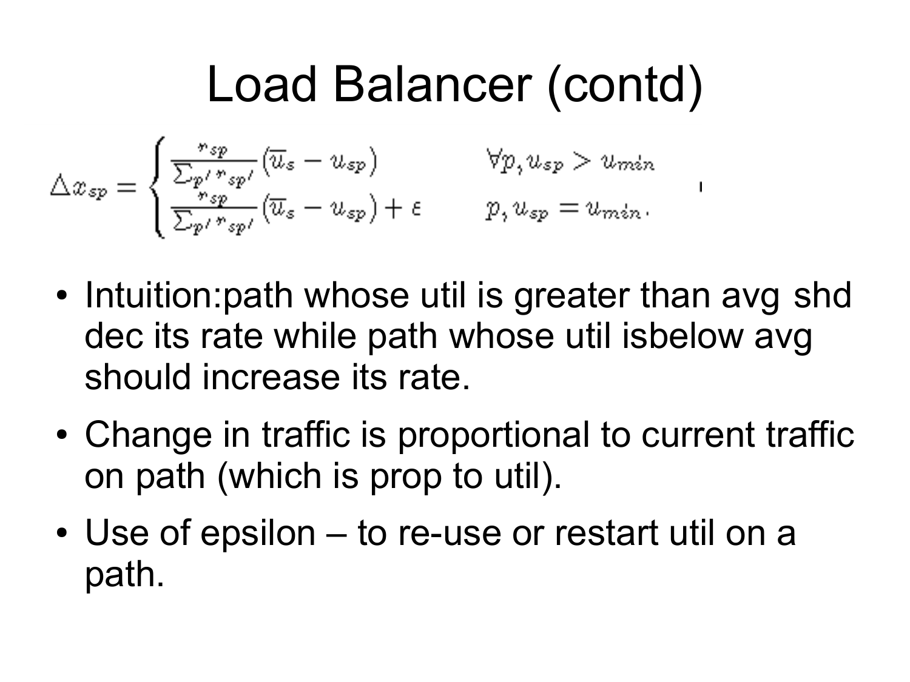# Load Balancer (contd)

$$\triangle x_{sp} = \begin{cases} \frac{r_{sp}}{\sum_{p'} r_{sp'}}(\overline{u}_s - u_{sp}) & \forall p, u_{sp} > u_{min} \\ \frac{r_{sp}}{\sum_{p'} r_{sp'}}(\overline{u}_s - u_{sp}) + \varepsilon & p, u_{sp} = u_{min}. \end{cases}$$

- Intuition:path whose util is greater than avg shd dec its rate while path whose util isbelow avg should increase its rate.
- Change in traffic is proportional to current traffic on path (which is prop to util).
- Use of epsilon – to re-use or restart util on a path.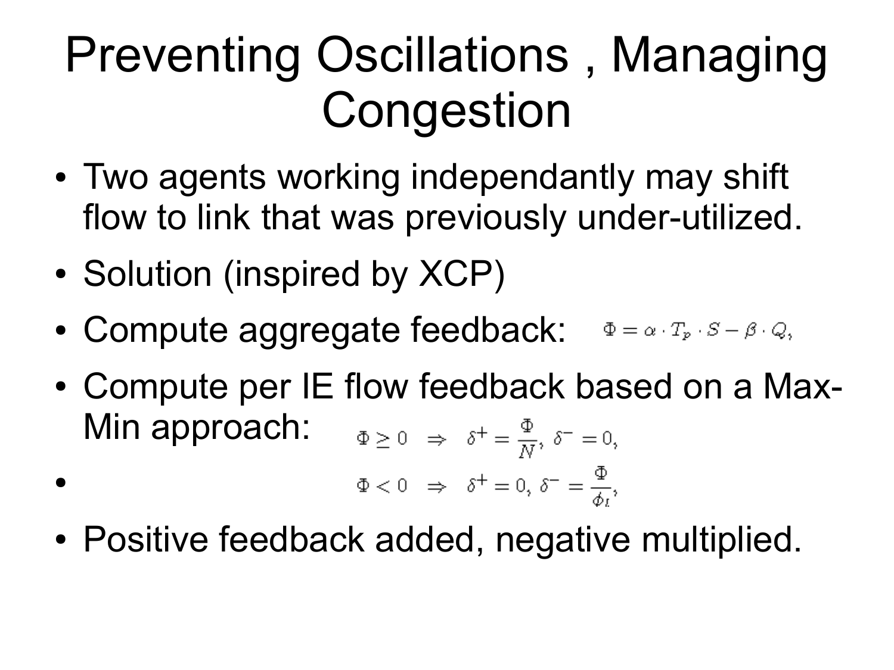# Preventing Oscillations , Managing Congestion

- Two agents working independantly may shift flow to link that was previously under-utilized.
- Solution (inspired by XCP)
- Compute aggregate feedback: $\Phi = \alpha \cdot T_p \cdot S - \beta \cdot Q,$
- Compute per IE flow feedback based on a Max-Min approach: $\Phi \geq 0 \;\; \Rightarrow \;\; \delta^+ = \frac{\Phi}{N}, \; \delta^- = 0,$
- $\Phi < 0 \;\; \Rightarrow \;\; \delta^+ = 0, \; \delta^- = \frac{\Phi}{\phi_l},$
- Positive feedback added, negative multiplied.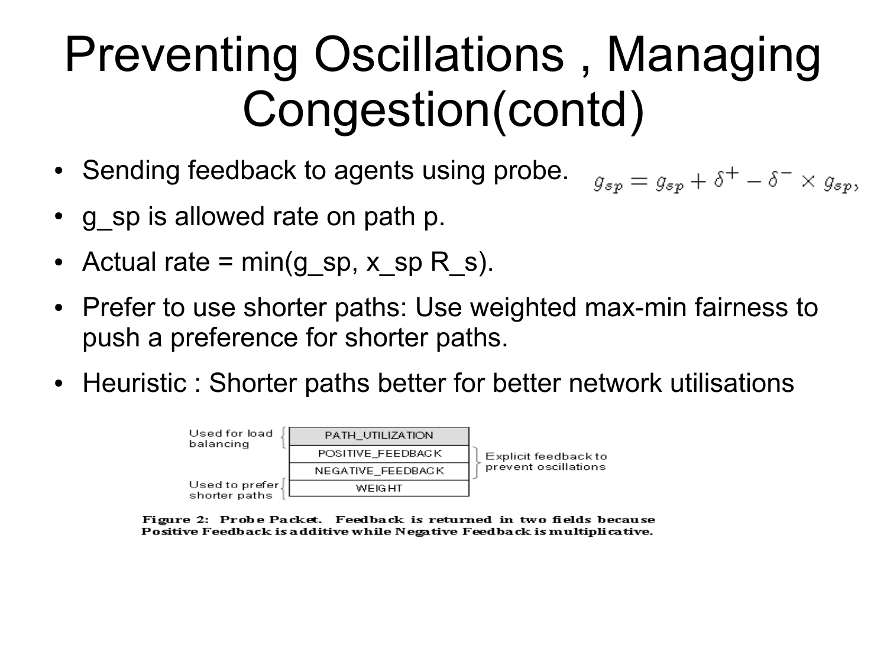# Preventing Oscillations , Managing Congestion(contd)

- Sending feedback to agents using probe.

$$g_{sp} = g_{sp} + \delta^{+} - \delta^{-} \times g_{sp},$$

- $g_{sp}$ is allowed rate on path p.
- Actual rate = $\min(g_{sp}, x_{sp} R_s)$.
- Prefer to use shorter paths: Use weighted max-min fairness to push a preference for shorter paths.
- Heuristic : Shorter paths better for better network utilisations

| Annotation | Field | Annotation |
|---|---|---|
| Used for load balancing | PATH_UTILIZATION | |
| | POSITIVE_FEEDBACK | Explicit feedback to prevent oscillations |
| | NEGATIVE_FEEDBACK | Explicit feedback to prevent oscillations |
| Used to prefer shorter paths | WEIGHT | |

**Figure 2: Probe Packet. Feedback is returned in two fields because Positive Feedback is additive while Negative Feedback is multiplicative.**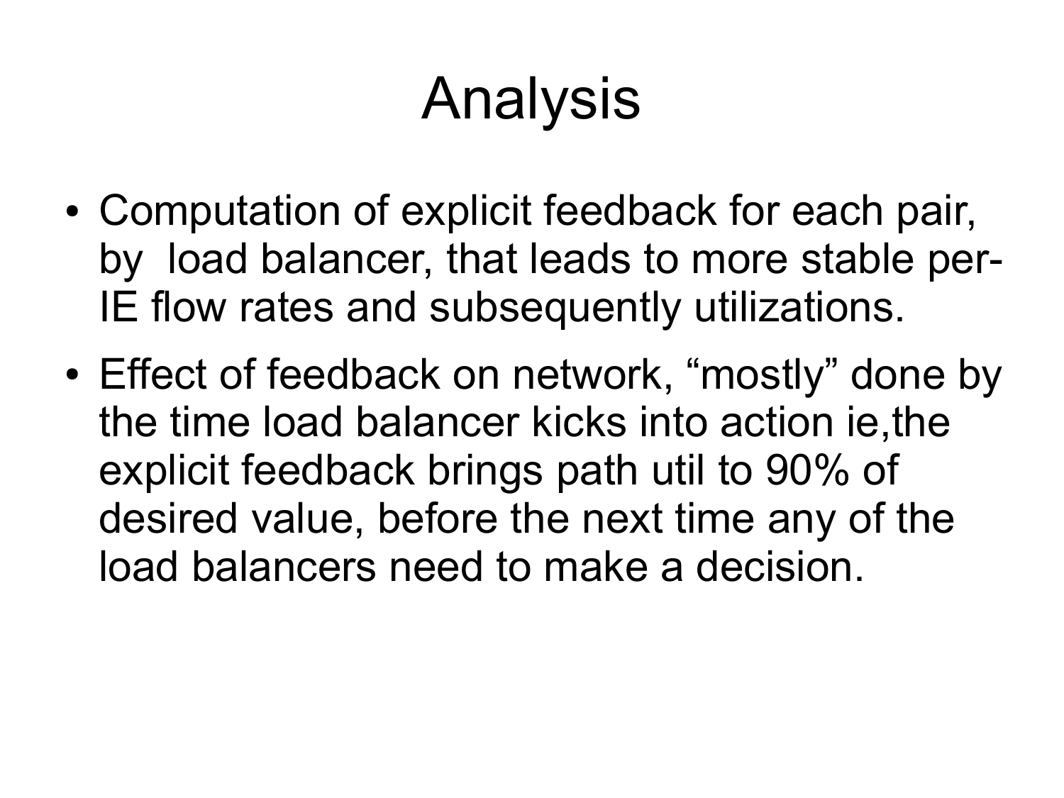# Analysis

- Computation of explicit feedback for each pair, by load balancer, that leads to more stable per-IE flow rates and subsequently utilizations.
- Effect of feedback on network, “mostly” done by the time load balancer kicks into action ie,the explicit feedback brings path util to 90% of desired value, before the next time any of the load balancers need to make a decision.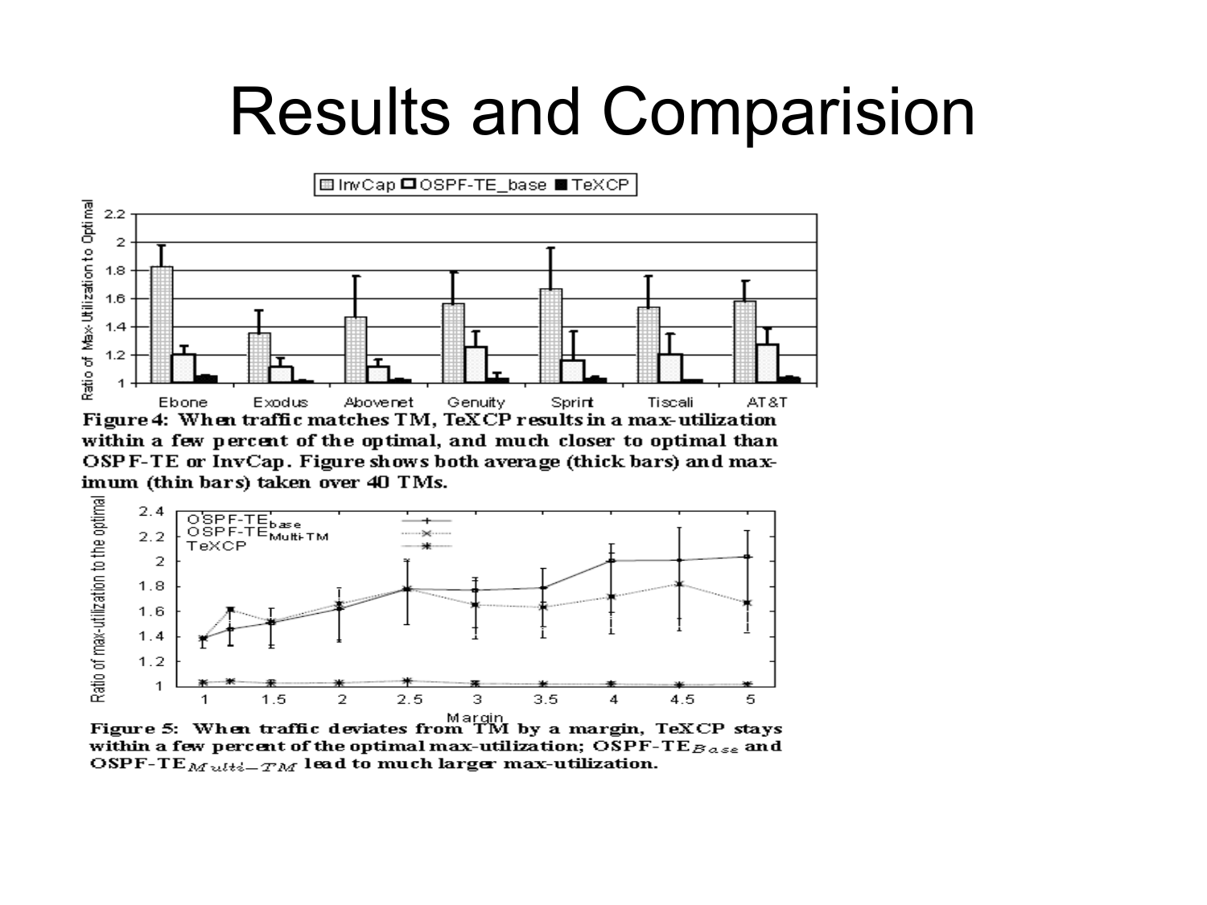# Results and Comparision

Figure 4: When traffic matches TM, TeXCP results in a max-utilization within a few percent of the optimal, and much closer to optimal than OSPF-TE or InvCap. Figure shows both average (thick bars) and maximum (thin bars) taken over 40 TMs.

Figure 5: When traffic deviates from TM by a margin, TeXCP stays within a few percent of the optimal max-utilization; OSPF-TE$_{Base}$ and OSPF-TE$_{Multi-TM}$ lead to much larger max-utilization.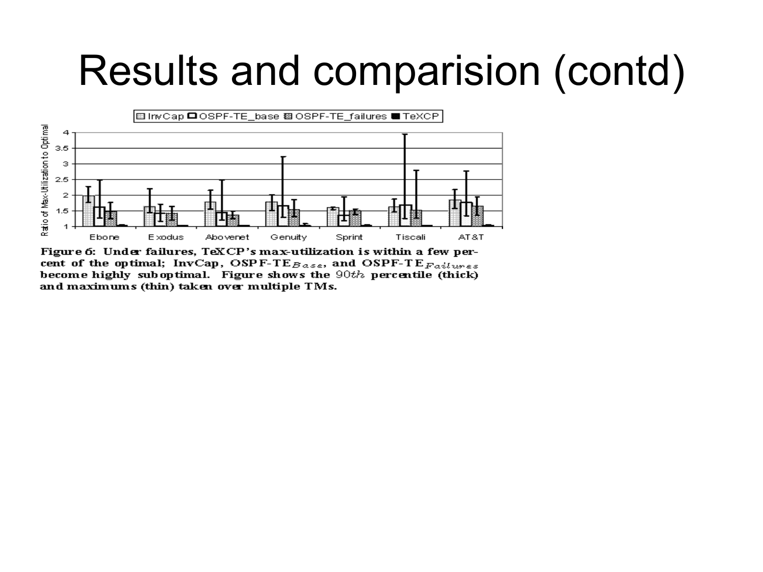# Results and comparision (contd)

Figure 6: Under failures, TeXCP's max-utilization is within a few percent of the optimal; InvCap, OSPF-TE$_{Base}$, and OSPF-TE$_{Failures}$ become highly suboptimal. Figure shows the $90th$ percentile (thick) and maximums (thin) taken over multiple TMs.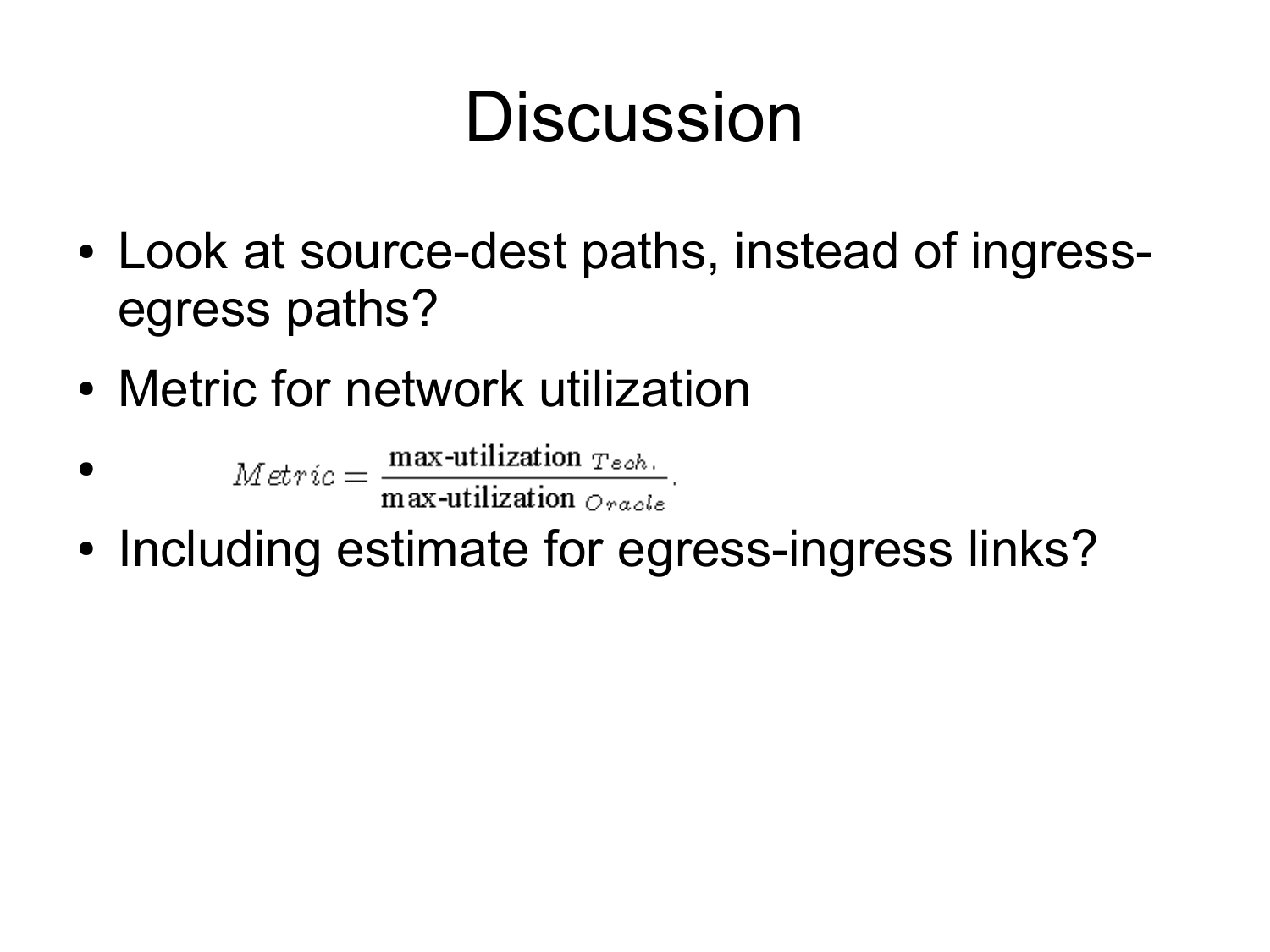# Discussion

- Look at source-dest paths, instead of ingress-egress paths?
- Metric for network utilization
- $$Metric = \frac{\textbf{max-utilization}_{\ Tech.}}{\textbf{max-utilization}_{\ Oracle}}.$$
- Including estimate for egress-ingress links?